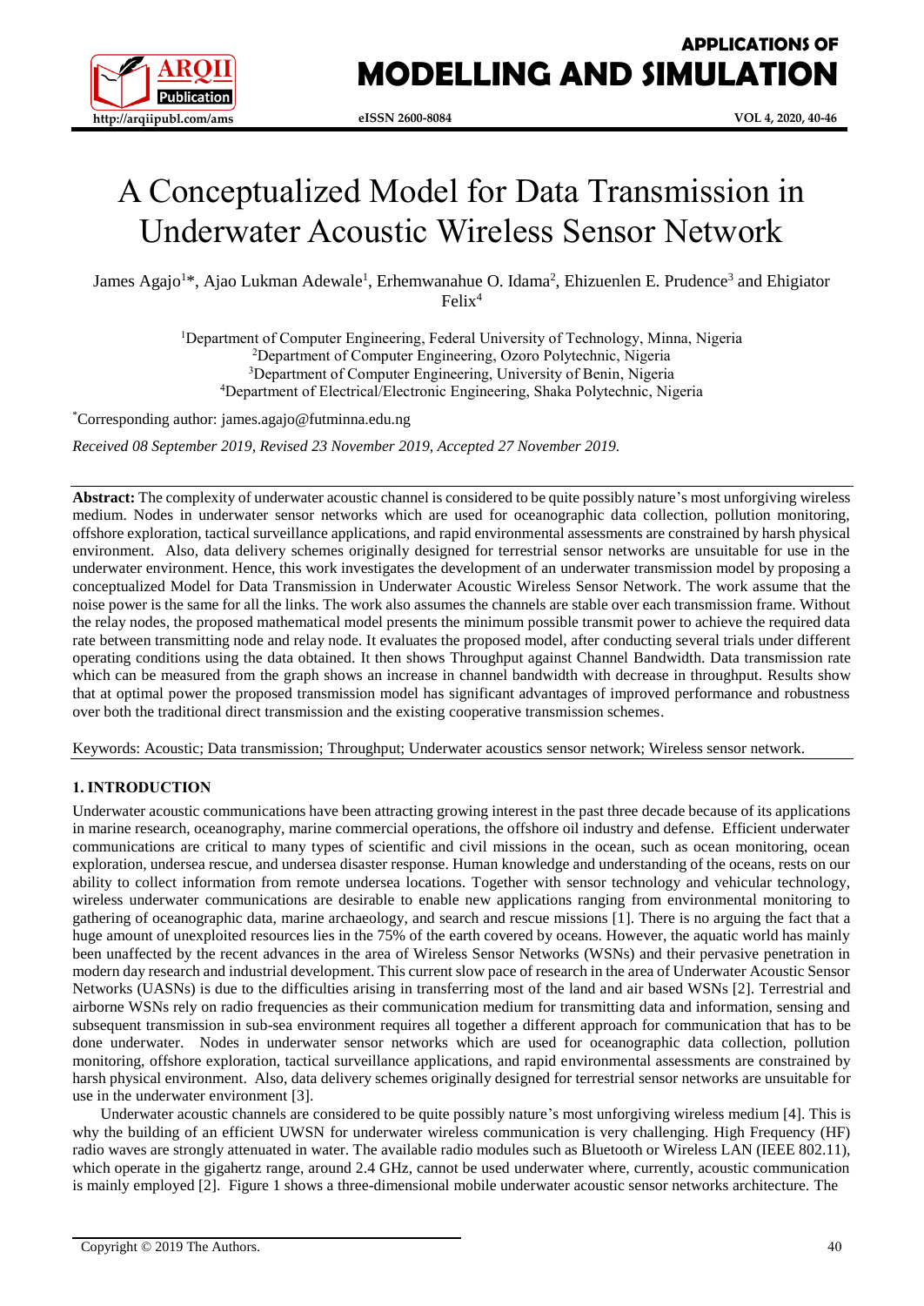# A Conceptualized Model for Data Transmission in Underwater Acoustic Wireless Sensor Network

James Agajo[1]*, Ajao Lukman Adewale[1], Erhemwanahue O. Idama[2], Ehizuenlen E. Prudence[3] and Ehigiator Felix[4]

[1]Department of Computer Engineering, Federal University of Technology, Minna, Nigeria
[2]Department of Computer Engineering, Ozoro Polytechnic, Nigeria
[3]Department of Computer Engineering, University of Benin, Nigeria
[4]Department of Electrical/Electronic Engineering, Shaka Polytechnic, Nigeria

*Corresponding author: james.agajo@futminna.edu.ng

*Received 08 September 2019, Revised 23 November 2019, Accepted 27 November 2019.*

**Abstract:** The complexity of underwater acoustic channel is considered to be quite possibly nature's most unforgiving wireless medium. Nodes in underwater sensor networks which are used for oceanographic data collection, pollution monitoring, offshore exploration, tactical surveillance applications, and rapid environmental assessments are constrained by harsh physical environment. Also, data delivery schemes originally designed for terrestrial sensor networks are unsuitable for use in the underwater environment. Hence, this work investigates the development of an underwater transmission model by proposing a conceptualized Model for Data Transmission in Underwater Acoustic Wireless Sensor Network. The work assume that the noise power is the same for all the links. The work also assumes the channels are stable over each transmission frame. Without the relay nodes, the proposed mathematical model presents the minimum possible transmit power to achieve the required data rate between transmitting node and relay node. It evaluates the proposed model, after conducting several trials under different operating conditions using the data obtained. It then shows Throughput against Channel Bandwidth. Data transmission rate which can be measured from the graph shows an increase in channel bandwidth with decrease in throughput. Results show that at optimal power the proposed transmission model has significant advantages of improved performance and robustness over both the traditional direct transmission and the existing cooperative transmission schemes.

Keywords: Acoustic; Data transmission; Throughput; Underwater acoustics sensor network; Wireless sensor network.

## 1. INTRODUCTION

Underwater acoustic communications have been attracting growing interest in the past three decade because of its applications in marine research, oceanography, marine commercial operations, the offshore oil industry and defense. Efficient underwater communications are critical to many types of scientific and civil missions in the ocean, such as ocean monitoring, ocean exploration, undersea rescue, and undersea disaster response. Human knowledge and understanding of the oceans, rests on our ability to collect information from remote undersea locations. Together with sensor technology and vehicular technology, wireless underwater communications are desirable to enable new applications ranging from environmental monitoring to gathering of oceanographic data, marine archaeology, and search and rescue missions [1]. There is no arguing the fact that a huge amount of unexploited resources lies in the 75% of the earth covered by oceans. However, the aquatic world has mainly been unaffected by the recent advances in the area of Wireless Sensor Networks (WSNs) and their pervasive penetration in modern day research and industrial development. This current slow pace of research in the area of Underwater Acoustic Sensor Networks (UASNs) is due to the difficulties arising in transferring most of the land and air based WSNs [2]. Terrestrial and airborne WSNs rely on radio frequencies as their communication medium for transmitting data and information, sensing and subsequent transmission in sub-sea environment requires all together a different approach for communication that has to be done underwater. Nodes in underwater sensor networks which are used for oceanographic data collection, pollution monitoring, offshore exploration, tactical surveillance applications, and rapid environmental assessments are constrained by harsh physical environment. Also, data delivery schemes originally designed for terrestrial sensor networks are unsuitable for use in the underwater environment [3].

Underwater acoustic channels are considered to be quite possibly nature's most unforgiving wireless medium [4]. This is why the building of an efficient UWSN for underwater wireless communication is very challenging. High Frequency (HF) radio waves are strongly attenuated in water. The available radio modules such as Bluetooth or Wireless LAN (IEEE 802.11), which operate in the gigahertz range, around 2.4 GHz, cannot be used underwater where, currently, acoustic communication is mainly employed [2]. Figure 1 shows a three-dimensional mobile underwater acoustic sensor networks architecture. The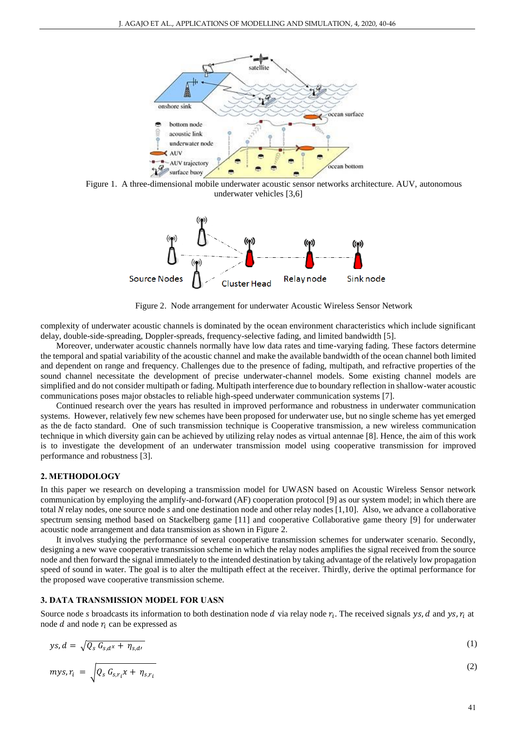Figure 1. A three-dimensional mobile underwater acoustic sensor networks architecture. AUV, autonomous underwater vehicles [3,6]

Figure 2. Node arrangement for underwater Acoustic Wireless Sensor Network

complexity of underwater acoustic channels is dominated by the ocean environment characteristics which include significant delay, double-side-spreading, Doppler-spreads, frequency-selective fading, and limited bandwidth [5].

Moreover, underwater acoustic channels normally have low data rates and time-varying fading. These factors determine the temporal and spatial variability of the acoustic channel and make the available bandwidth of the ocean channel both limited and dependent on range and frequency. Challenges due to the presence of fading, multipath, and refractive properties of the sound channel necessitate the development of precise underwater-channel models. Some existing channel models are simplified and do not consider multipath or fading. Multipath interference due to boundary reflection in shallow-water acoustic communications poses major obstacles to reliable high-speed underwater communication systems [7].

Continued research over the years has resulted in improved performance and robustness in underwater communication systems. However, relatively few new schemes have been proposed for underwater use, but no single scheme has yet emerged as the de facto standard. One of such transmission technique is Cooperative transmission, a new wireless communication technique in which diversity gain can be achieved by utilizing relay nodes as virtual antennae [8]. Hence, the aim of this work is to investigate the development of an underwater transmission model using cooperative transmission for improved performance and robustness [3].

## 2. METHODOLOGY

In this paper we research on developing a transmission model for UWASN based on Acoustic Wireless Sensor network communication by employing the amplify-and-forward (AF) cooperation protocol [9] as our system model; in which there are total *N* relay nodes, one source node *s* and one destination node and other relay nodes [1,10]. Also, we advance a collaborative spectrum sensing method based on Stackelberg game [11] and cooperative Collaborative game theory [9] for underwater acoustic node arrangement and data transmission as shown in Figure 2.

It involves studying the performance of several cooperative transmission schemes for underwater scenario. Secondly, designing a new wave cooperative transmission scheme in which the relay nodes amplifies the signal received from the source node and then forward the signal immediately to the intended destination by taking advantage of the relatively low propagation speed of sound in water. The goal is to alter the multipath effect at the receiver. Thirdly, derive the optimal performance for the proposed wave cooperative transmission scheme.

## 3. DATA TRANSMISSION MODEL FOR UASN

Source node *s* broadcasts its information to both destination node $d$ via relay node $r_i$. The received signals $ys, d$ and $ys, r_i$ at node $d$ and node $r_i$ can be expressed as

$$ys, d = \sqrt{Q_s\, G_{s,d}x + \eta_{s,d'}} \tag{1}$$

$$mys, r_i = \sqrt{Q_s\, G_{s,r_i}x + \eta_{s,r_i}} \tag{2}$$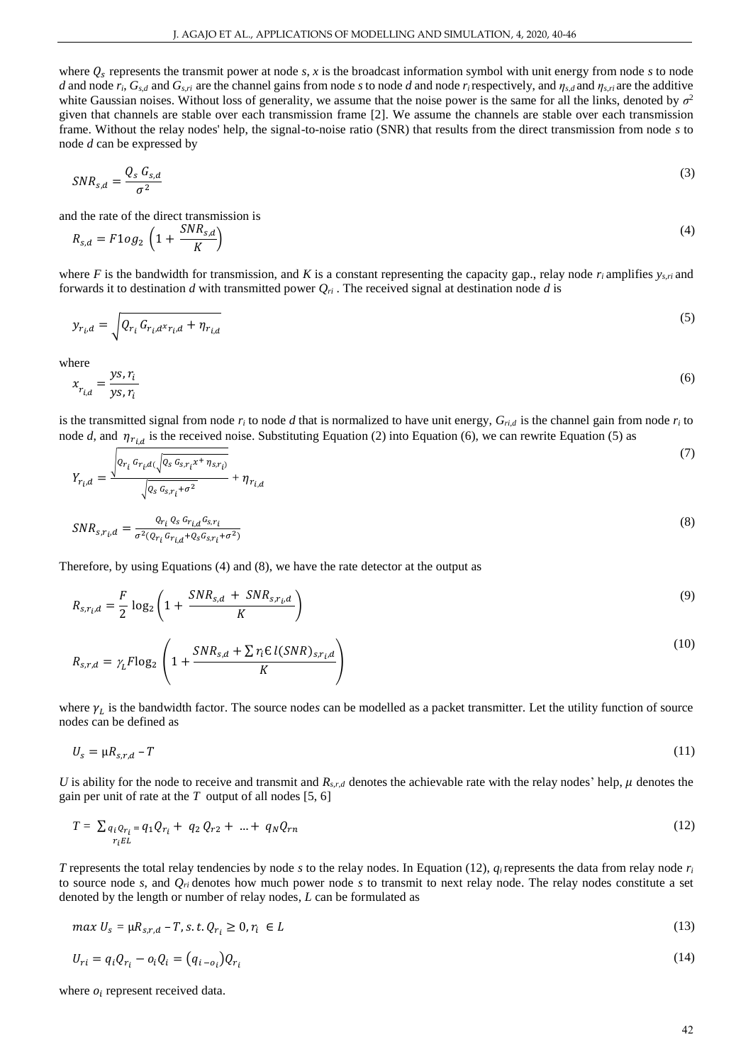where $Q_s$ represents the transmit power at node *s*, *x* is the broadcast information symbol with unit energy from node *s* to node *d* and node $r_i$, $G_{s,d}$ and $G_{s,ri}$ are the channel gains from node *s* to node *d* and node $r_i$ respectively, and $\eta_{s,d}$ and $\eta_{s,ri}$ are the additive white Gaussian noises. Without loss of generality, we assume that the noise power is the same for all the links, denoted by $\sigma^2$ given that channels are stable over each transmission frame [2]. We assume the channels are stable over each transmission frame. Without the relay nodes' help, the signal-to-noise ratio (SNR) that results from the direct transmission from node *s* to node *d* can be expressed by

$$SNR_{s,d} = \frac{Q_s\ G_{s,d}}{\sigma^2} \tag{3}$$

and the rate of the direct transmission is

$$R_{s,d} = F1og_2\left(1 + \frac{SNR_{s,d}}{K}\right) \tag{4}$$

where *F* is the bandwidth for transmission, and *K* is a constant representing the capacity gap., relay node $r_i$ amplifies $y_{s,ri}$ and forwards it to destination *d* with transmitted power $Q_{ri}$ . The received signal at destination node *d* is

$$y_{r_i,d} = \sqrt{Q_{r_i} G_{r_i,d} x_{r_i,d} + \eta_{r_{i,d}}} \tag{5}$$

where

$$x_{r_{i,d}} = \frac{ys, r_i}{ys, r_i} \tag{6}$$

is the transmitted signal from node $r_i$ to node *d* that is normalized to have unit energy, $G_{ri,d}$ is the channel gain from node $r_i$ to node *d*, and $\eta_{r_{i,d}}$ is the received noise. Substituting Equation (2) into Equation (6), we can rewrite Equation (5) as

$$Y_{r_i,d} = \frac{\sqrt{Q_{r_i} G_{r_i,d}(\sqrt{Q_s G_{s,r_i} x + \eta_{s,r_i}})}}{\sqrt{Q_s G_{s,r_i} + \sigma^2}} + \eta_{r_{i,d}} \tag{7}$$

$$SNR_{s,r_i,d} = \frac{Q_{r_i} Q_s G_{r_{i,d}} G_{s,r_i}}{\sigma^2 (Q_{r_i} G_{r_{i,d}} + Q_s G_{s,r_i} + \sigma^2)} \tag{8}$$

Therefore, by using Equations (4) and (8), we have the rate detector at the output as

$$R_{s,r_i,d} = \frac{F}{2}\log_2\left(1 + \frac{SNR_{s,d} + SNR_{s,r_i,d}}{K}\right) \tag{9}$$

$$R_{s,r,d} = \gamma_L F \log_2\left(1 + \frac{SNR_{s,d} + \sum r_i \in l(SNR)_{s,r_i,d}}{K}\right) \tag{10}$$

where $\gamma_L$ is the bandwidth factor. The source nodes can be modelled as a packet transmitter. Let the utility function of source nodes can be defined as

$$U_s = \mu R_{s,r,d} - T \tag{11}$$

*U* is ability for the node to receive and transmit and $R_{s,r,d}$ denotes the achievable rate with the relay nodes' help, $\mu$ denotes the gain per unit of rate at the *T* output of all nodes [5, 6]

$$T = \sum_{r_i EL} q_i Q_{r_i} = q_1 Q_{r_1} + q_2 Q_{r2} + \ldots + q_N Q_{rn} \tag{12}$$

*T* represents the total relay tendencies by node *s* to the relay nodes. In Equation (12), $q_i$ represents the data from relay node $r_i$ to source node *s*, and $Q_{ri}$ denotes how much power node *s* to transmit to next relay node. The relay nodes constitute a set denoted by the length or number of relay nodes, *L* can be formulated as

$$max\ U_s = \mu R_{s,r,d} - T, s.t. Q_{r_i} \geq 0, r_i \in L \tag{13}$$

$$U_{ri} = q_i Q_{r_i} - o_i Q_i = (q_{i-o_i}) Q_{r_i} \tag{14}$$

where $o_i$ represent received data.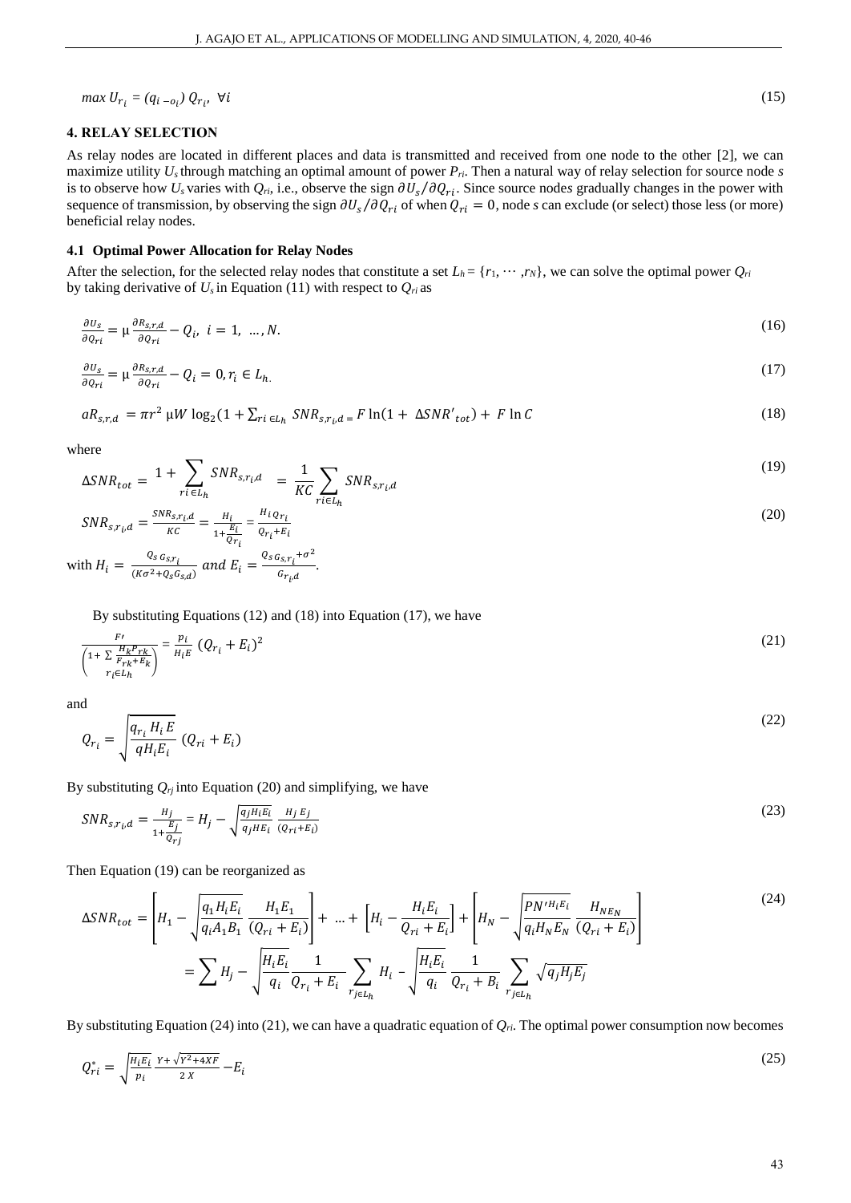$$max\ U_{r_i} = (q_{i\ -o_i})\ Q_{r_i},\ \forall i \tag{15}$$

## 4. RELAY SELECTION

As relay nodes are located in different places and data is transmitted and received from one node to the other [2], we can maximize utility $U_s$ through matching an optimal amount of power $P_{ri}$. Then a natural way of relay selection for source node *s* is to observe how $U_s$ varies with $Q_{ri}$, i.e., observe the sign $\partial U_s/\partial Q_{r_i}$. Since source nodes gradually changes in the power with sequence of transmission, by observing the sign $\partial U_s/\partial Q_{ri}$ of when $Q_{ri} = 0$, node *s* can exclude (or select) those less (or more) beneficial relay nodes.

### 4.1 Optimal Power Allocation for Relay Nodes

After the selection, for the selected relay nodes that constitute a set $L_h = \{r_1, \cdots, r_N\}$, we can solve the optimal power $Q_{ri}$ by taking derivative of $U_s$ in Equation (11) with respect to $Q_{ri}$ as

$$\frac{\partial U_s}{\partial Q_{ri}} = \mu \frac{\partial R_{s,r,d}}{\partial Q_{ri}} - Q_i,\ i = 1,\ \dots, N. \tag{16}$$

$$\frac{\partial U_s}{\partial Q_{ri}} = \mu \frac{\partial R_{s,r,d}}{\partial Q_{ri}} - Q_i = 0, r_i \in L_h. \tag{17}$$

$$aR_{s,r,d} = \pi r^2\ \mu W\ \log_2(1 + \textstyle\sum_{ri\ \in L_h}\ SNR_{s,r_i,d} = F \ln(1 +\ \Delta SNR'_{tot}) +\ F \ln C \tag{18}$$

where

$$\Delta SNR_{tot} =\ 1 + \sum_{ri\ \in L_h} SNR_{s,r_i,d}\ \ = \frac{1}{KC}\sum_{ri \in L_h} SNR_{s,r_i,d} \tag{19}$$

$$SNR_{s,r_i,d} = \frac{SNR_{s,r_i,d}}{KC} = \frac{H_i}{1+\frac{E_i}{Q_{r_i}}} = \frac{H_i Q_{r_i}}{Q_{r_i}+E_i} \tag{20}$$

with $H_i = \frac{Q_s\,G_{s,r_i}}{(K\sigma^2+Q_sG_{s,d})}$ and $E_i = \frac{Q_s\,G_{s,r_i}+\sigma^2}{G_{r_i d}}$.

By substituting Equations (12) and (18) into Equation (17), we have

$$\frac{F\prime}{\left(1+\sum\limits_{r_i \in L_h}\frac{H_k P_{rk}}{F_{rk}+E_k}\right)} = \frac{p_i}{H_i E}\ (Q_{r_i} + E_i)^2 \tag{21}$$

and

$$Q_{r_i} = \sqrt{\frac{q_{r_i}\, H_i\, E}{q H_i E_i}}\ (Q_{ri} + E_i) \tag{22}$$

By substituting $Q_{rj}$ into Equation (20) and simplifying, we have

$$SNR_{s,r_i,d} = \frac{H_j}{1+\frac{E_j}{Q_{rj}}} = H_j - \sqrt{\frac{q_j H_i E_i}{q_j H E_i}}\ \frac{H_j\ E_j}{(Q_{ri}+E_i)} \tag{23}$$

Then Equation (19) can be reorganized as

$$\begin{aligned}\Delta SNR_{tot} &= \left[H_1 - \sqrt{\frac{q_1 H_i E_i}{q_i A_1 B_1}}\ \frac{H_1 E_1}{(Q_{ri} + E_i)}\right] +\ \dots + \left[H_i - \frac{H_i E_i}{Q_{ri} + E_i}\right] + \left[H_N - \sqrt{\frac{PN'^{H_i E_i}}{q_i H_N E_N}}\ \frac{H_{NE_N}}{(Q_{ri} + E_i)}\right] \\ &= \sum H_j - \sqrt{\frac{H_i E_i}{q_i}}\ \frac{1}{Q_{r_i} + E_i}\ \sum_{r_{j \in L_h}} H_i - \sqrt{\frac{H_i E_i}{q_i}}\ \frac{1}{Q_{r_i} + B_i}\ \sum_{r_{j \in L_h}} \sqrt{q_j H_j E_j}\end{aligned} \tag{24}$$

By substituting Equation (24) into (21), we can have a quadratic equation of $Q_{ri}$. The optimal power consumption now becomes

$$Q^*_{ri} = \sqrt{\frac{H_i E_i}{p_i}}\ \frac{Y + \sqrt{Y^2+4XF}}{2\ X} - E_i \tag{25}$$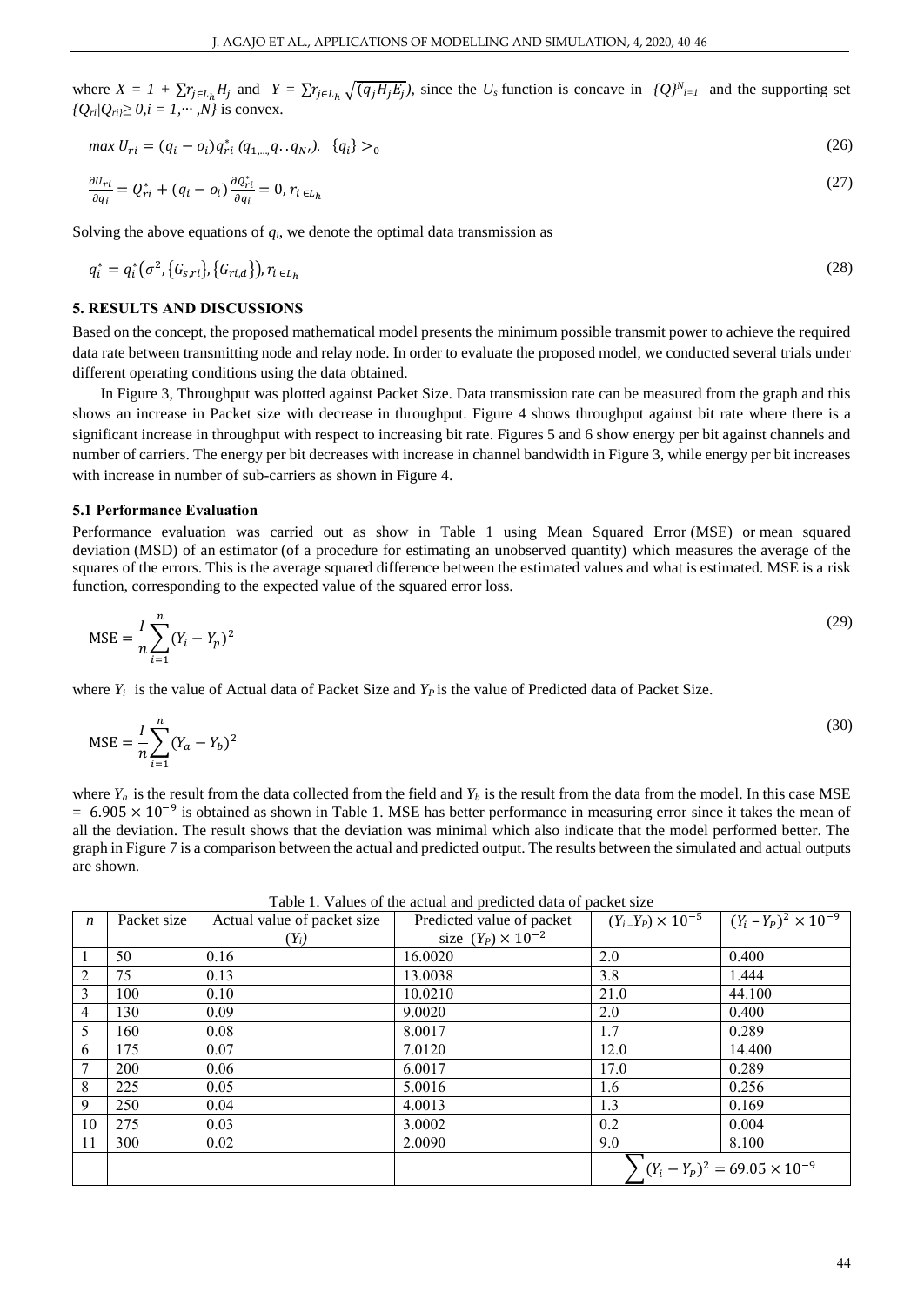where $X = 1 + \sum r_{j \in L_h} H_j$ and $Y = \sum r_{j \in L_h} \sqrt{(q_j H_j E_j)}$, since the $U_s$ function is concave in $\{Q\}^N_{i=1}$ and the supporting set $\{Q_{ri}|Q_{ri} \geq 0, i = 1, \cdots, N\}$ is convex.

$$max\ U_{ri} = (q_i - o_i) q^*_{ri}\ (q_{1,...,} q..q_{N'}).\quad \{q_i\} >_0 \tag{26}$$

$$\frac{\partial U_{ri}}{\partial q_i} = Q^*_{ri} + (q_i - o_i) \frac{\partial Q^*_{ri}}{\partial q_i} = 0, r_{i \in L_h} \tag{27}$$

Solving the above equations of $q_i$, we denote the optimal data transmission as

$$q^*_i = q^*_i\left(\sigma^2, \{G_{s,ri}\}, \{G_{ri,d}\}\right), r_{i \in L_h} \tag{28}$$

## 5. RESULTS AND DISCUSSIONS

Based on the concept, the proposed mathematical model presents the minimum possible transmit power to achieve the required data rate between transmitting node and relay node. In order to evaluate the proposed model, we conducted several trials under different operating conditions using the data obtained.

In Figure 3, Throughput was plotted against Packet Size. Data transmission rate can be measured from the graph and this shows an increase in Packet size with decrease in throughput. Figure 4 shows throughput against bit rate where there is a significant increase in throughput with respect to increasing bit rate. Figures 5 and 6 show energy per bit against channels and number of carriers. The energy per bit decreases with increase in channel bandwidth in Figure 3, while energy per bit increases with increase in number of sub-carriers as shown in Figure 4.

### 5.1 Performance Evaluation

Performance evaluation was carried out as show in Table 1 using Mean Squared Error (MSE) or mean squared deviation (MSD) of an estimator (of a procedure for estimating an unobserved quantity) which measures the average of the squares of the errors. This is the average squared difference between the estimated values and what is estimated. MSE is a risk function, corresponding to the expected value of the squared error loss.

$$\text{MSE} = \frac{I}{n}\sum_{i=1}^{n}(Y_i - Y_p)^2 \tag{29}$$

where $Y_i$ is the value of Actual data of Packet Size and $Y_P$ is the value of Predicted data of Packet Size.

$$\text{MSE} = \frac{I}{n}\sum_{i=1}^{n}(Y_a - Y_b)^2 \tag{30}$$

where $Y_a$ is the result from the data collected from the field and $Y_b$ is the result from the data from the model. In this case MSE $= 6.905 \times 10^{-9}$ is obtained as shown in Table 1. MSE has better performance in measuring error since it takes the mean of all the deviation. The result shows that the deviation was minimal which also indicate that the model performed better. The graph in Figure 7 is a comparison between the actual and predicted output. The results between the simulated and actual outputs are shown.

Table 1. Values of the actual and predicted data of packet size

| $n$ | Packet size | Actual value of packet size ($Y_i$) | Predicted value of packet size $(Y_P) \times 10^{-2}$ | $(Y_i - Y_P) \times 10^{-5}$ | $(Y_i - Y_P)^2 \times 10^{-9}$ |
|---|---|---|---|---|---|
| 1 | 50 | 0.16 | 16.0020 | 2.0 | 0.400 |
| 2 | 75 | 0.13 | 13.0038 | 3.8 | 1.444 |
| 3 | 100 | 0.10 | 10.0210 | 21.0 | 44.100 |
| 4 | 130 | 0.09 | 9.0020 | 2.0 | 0.400 |
| 5 | 160 | 0.08 | 8.0017 | 1.7 | 0.289 |
| 6 | 175 | 0.07 | 7.0120 | 12.0 | 14.400 |
| 7 | 200 | 0.06 | 6.0017 | 17.0 | 0.289 |
| 8 | 225 | 0.05 | 5.0016 | 1.6 | 0.256 |
| 9 | 250 | 0.04 | 4.0013 | 1.3 | 0.169 |
| 10 | 275 | 0.03 | 3.0002 | 0.2 | 0.004 |
| 11 | 300 | 0.02 | 2.0090 | 9.0 | 8.100 |
| | | | | $\sum(Y_i - Y_P)^2 = 69.05 \times 10^{-9}$ | |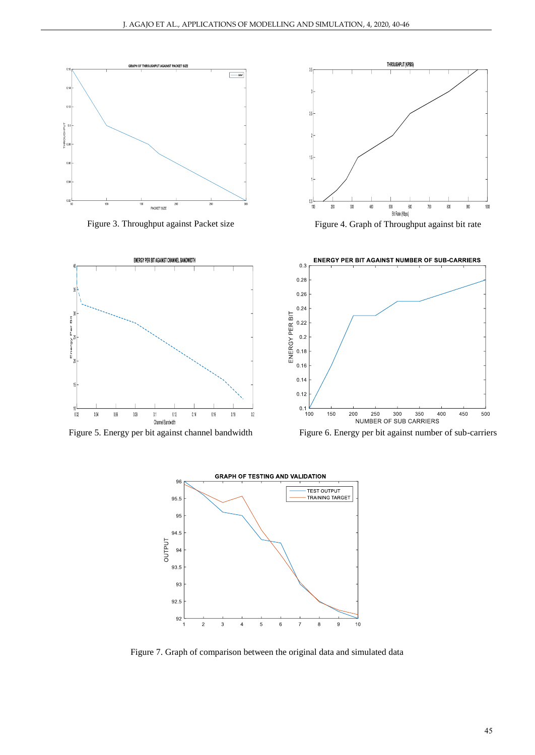Figure 3. Throughput against Packet size

Figure 4. Graph of Throughput against bit rate

Figure 5. Energy per bit against channel bandwidth

Figure 6. Energy per bit against number of sub-carriers

Figure 7. Graph of comparison between the original data and simulated data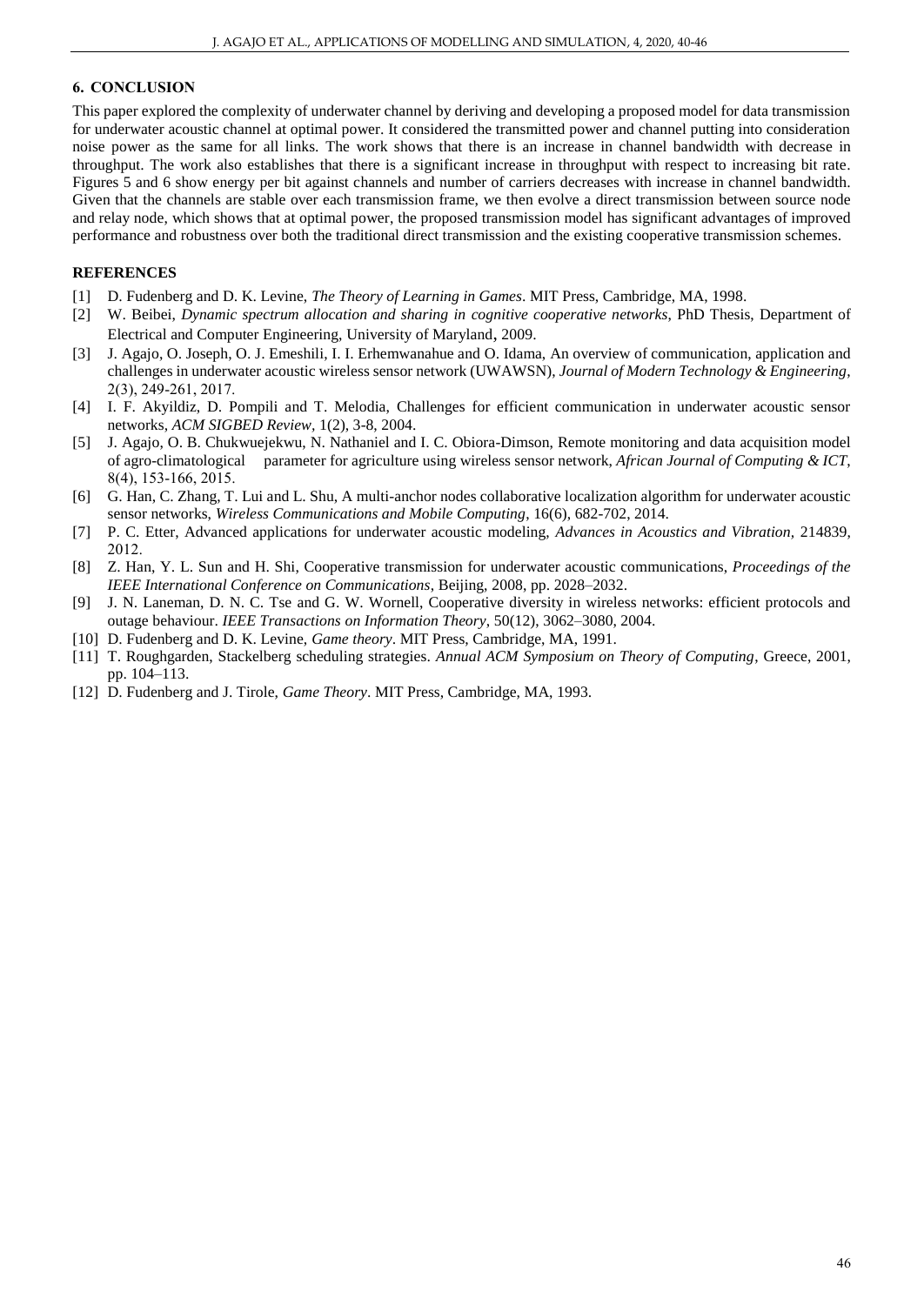## 6. CONCLUSION

This paper explored the complexity of underwater channel by deriving and developing a proposed model for data transmission for underwater acoustic channel at optimal power. It considered the transmitted power and channel putting into consideration noise power as the same for all links. The work shows that there is an increase in channel bandwidth with decrease in throughput. The work also establishes that there is a significant increase in throughput with respect to increasing bit rate. Figures 5 and 6 show energy per bit against channels and number of carriers decreases with increase in channel bandwidth. Given that the channels are stable over each transmission frame, we then evolve a direct transmission between source node and relay node, which shows that at optimal power, the proposed transmission model has significant advantages of improved performance and robustness over both the traditional direct transmission and the existing cooperative transmission schemes.

## REFERENCES

[1] D. Fudenberg and D. K. Levine, *The Theory of Learning in Games*. MIT Press, Cambridge, MA, 1998.

[2] W. Beibei, *Dynamic spectrum allocation and sharing in cognitive cooperative networks*, PhD Thesis, Department of Electrical and Computer Engineering, University of Maryland, 2009.

[3] J. Agajo, O. Joseph, O. J. Emeshili, I. I. Erhemwanahue and O. Idama, An overview of communication, application and challenges in underwater acoustic wireless sensor network (UWAWSN), *Journal of Modern Technology & Engineering*, 2(3), 249-261, 2017.

[4] I. F. Akyildiz, D. Pompili and T. Melodia, Challenges for efficient communication in underwater acoustic sensor networks, *ACM SIGBED Review*, 1(2), 3-8, 2004.

[5] J. Agajo, O. B. Chukwuejekwu, N. Nathaniel and I. C. Obiora-Dimson, Remote monitoring and data acquisition model of agro-climatological parameter for agriculture using wireless sensor network, *African Journal of Computing & ICT*, 8(4), 153-166, 2015.

[6] G. Han, C. Zhang, T. Lui and L. Shu, A multi-anchor nodes collaborative localization algorithm for underwater acoustic sensor networks, *Wireless Communications and Mobile Computing*, 16(6), 682-702, 2014.

[7] P. C. Etter, Advanced applications for underwater acoustic modeling, *Advances in Acoustics and Vibration*, 214839, 2012.

[8] Z. Han, Y. L. Sun and H. Shi, Cooperative transmission for underwater acoustic communications, *Proceedings of the IEEE International Conference on Communications*, Beijing, 2008, pp. 2028–2032.

[9] J. N. Laneman, D. N. C. Tse and G. W. Wornell, Cooperative diversity in wireless networks: efficient protocols and outage behaviour. *IEEE Transactions on Information Theory*, 50(12), 3062–3080, 2004.

[10] D. Fudenberg and D. K. Levine, *Game theory*. MIT Press, Cambridge, MA, 1991.

[11] T. Roughgarden, Stackelberg scheduling strategies. *Annual ACM Symposium on Theory of Computing*, Greece, 2001, pp. 104–113.

[12] D. Fudenberg and J. Tirole, *Game Theory*. MIT Press, Cambridge, MA, 1993.